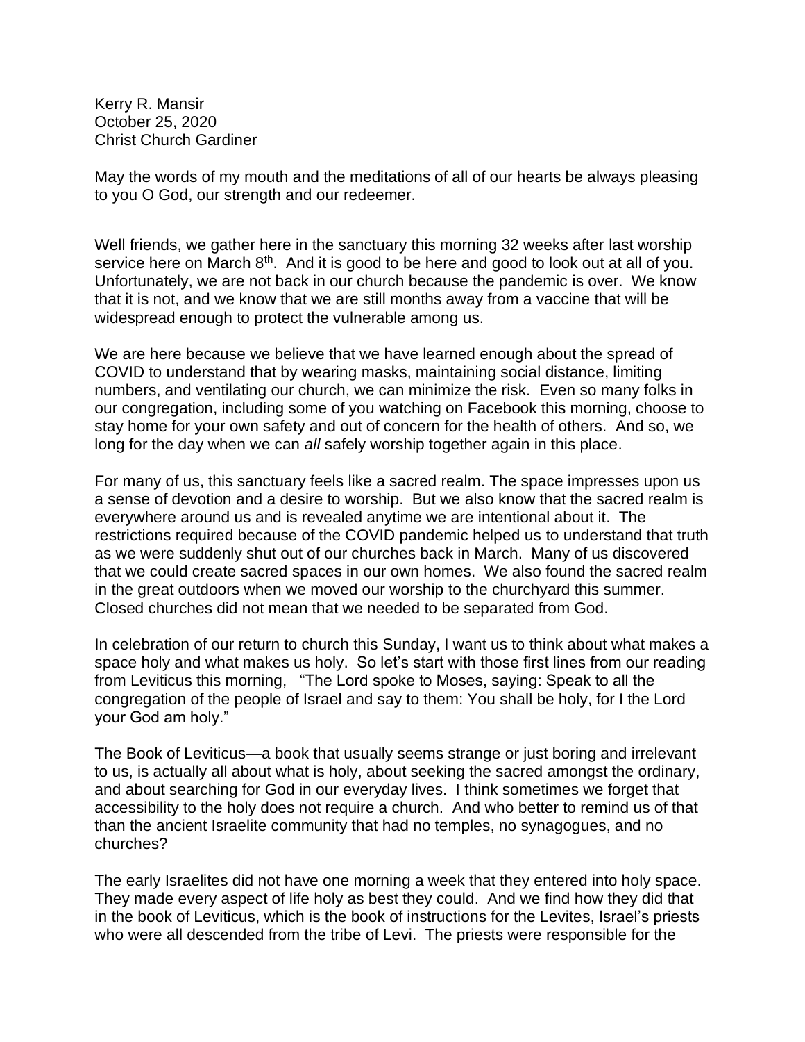Kerry R. Mansir
October 25, 2020
Christ Church Gardiner

May the words of my mouth and the meditations of all of our hearts be always pleasing to you O God, our strength and our redeemer.

Well friends, we gather here in the sanctuary this morning 32 weeks after last worship service here on March 8th. And it is good to be here and good to look out at all of you. Unfortunately, we are not back in our church because the pandemic is over. We know that it is not, and we know that we are still months away from a vaccine that will be widespread enough to protect the vulnerable among us.

We are here because we believe that we have learned enough about the spread of COVID to understand that by wearing masks, maintaining social distance, limiting numbers, and ventilating our church, we can minimize the risk. Even so many folks in our congregation, including some of you watching on Facebook this morning, choose to stay home for your own safety and out of concern for the health of others. And so, we long for the day when we can *all* safely worship together again in this place.

For many of us, this sanctuary feels like a sacred realm. The space impresses upon us a sense of devotion and a desire to worship. But we also know that the sacred realm is everywhere around us and is revealed anytime we are intentional about it. The restrictions required because of the COVID pandemic helped us to understand that truth as we were suddenly shut out of our churches back in March. Many of us discovered that we could create sacred spaces in our own homes. We also found the sacred realm in the great outdoors when we moved our worship to the churchyard this summer. Closed churches did not mean that we needed to be separated from God.

In celebration of our return to church this Sunday, I want us to think about what makes a space holy and what makes us holy. So let's start with those first lines from our reading from Leviticus this morning, "The Lord spoke to Moses, saying: Speak to all the congregation of the people of Israel and say to them: You shall be holy, for I the Lord your God am holy."

The Book of Leviticus—a book that usually seems strange or just boring and irrelevant to us, is actually all about what is holy, about seeking the sacred amongst the ordinary, and about searching for God in our everyday lives. I think sometimes we forget that accessibility to the holy does not require a church. And who better to remind us of that than the ancient Israelite community that had no temples, no synagogues, and no churches?

The early Israelites did not have one morning a week that they entered into holy space. They made every aspect of life holy as best they could. And we find how they did that in the book of Leviticus, which is the book of instructions for the Levites, Israel's priests who were all descended from the tribe of Levi. The priests were responsible for the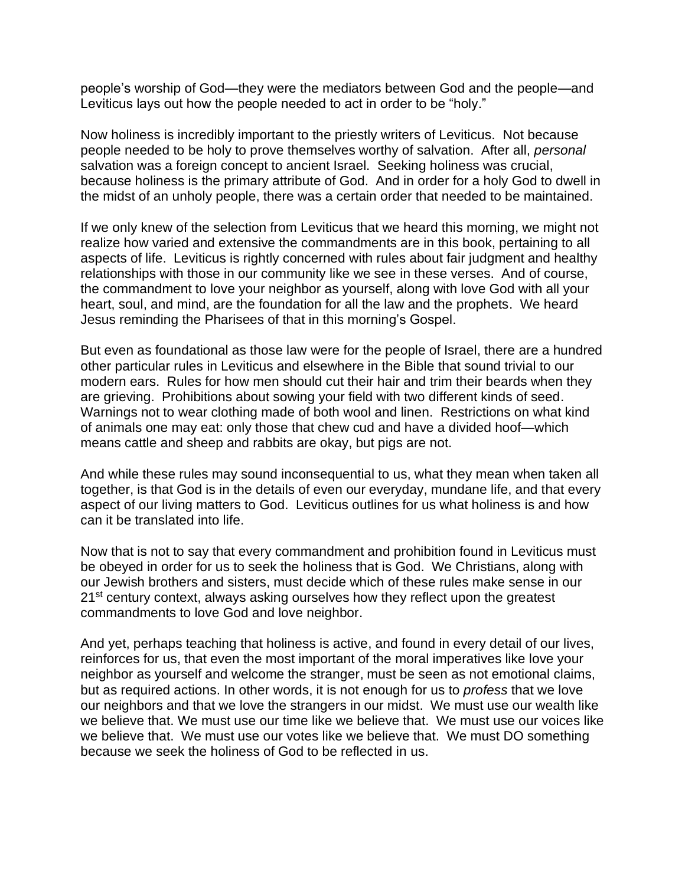people's worship of God—they were the mediators between God and the people—and Leviticus lays out how the people needed to act in order to be "holy."

Now holiness is incredibly important to the priestly writers of Leviticus. Not because people needed to be holy to prove themselves worthy of salvation. After all, *personal* salvation was a foreign concept to ancient Israel. Seeking holiness was crucial, because holiness is the primary attribute of God. And in order for a holy God to dwell in the midst of an unholy people, there was a certain order that needed to be maintained.

If we only knew of the selection from Leviticus that we heard this morning, we might not realize how varied and extensive the commandments are in this book, pertaining to all aspects of life. Leviticus is rightly concerned with rules about fair judgment and healthy relationships with those in our community like we see in these verses. And of course, the commandment to love your neighbor as yourself, along with love God with all your heart, soul, and mind, are the foundation for all the law and the prophets. We heard Jesus reminding the Pharisees of that in this morning's Gospel.

But even as foundational as those law were for the people of Israel, there are a hundred other particular rules in Leviticus and elsewhere in the Bible that sound trivial to our modern ears. Rules for how men should cut their hair and trim their beards when they are grieving. Prohibitions about sowing your field with two different kinds of seed. Warnings not to wear clothing made of both wool and linen. Restrictions on what kind of animals one may eat: only those that chew cud and have a divided hoof—which means cattle and sheep and rabbits are okay, but pigs are not.

And while these rules may sound inconsequential to us, what they mean when taken all together, is that God is in the details of even our everyday, mundane life, and that every aspect of our living matters to God. Leviticus outlines for us what holiness is and how can it be translated into life.

Now that is not to say that every commandment and prohibition found in Leviticus must be obeyed in order for us to seek the holiness that is God. We Christians, along with our Jewish brothers and sisters, must decide which of these rules make sense in our 21st century context, always asking ourselves how they reflect upon the greatest commandments to love God and love neighbor.

And yet, perhaps teaching that holiness is active, and found in every detail of our lives, reinforces for us, that even the most important of the moral imperatives like love your neighbor as yourself and welcome the stranger, must be seen as not emotional claims, but as required actions. In other words, it is not enough for us to *profess* that we love our neighbors and that we love the strangers in our midst. We must use our wealth like we believe that. We must use our time like we believe that. We must use our voices like we believe that. We must use our votes like we believe that. We must DO something because we seek the holiness of God to be reflected in us.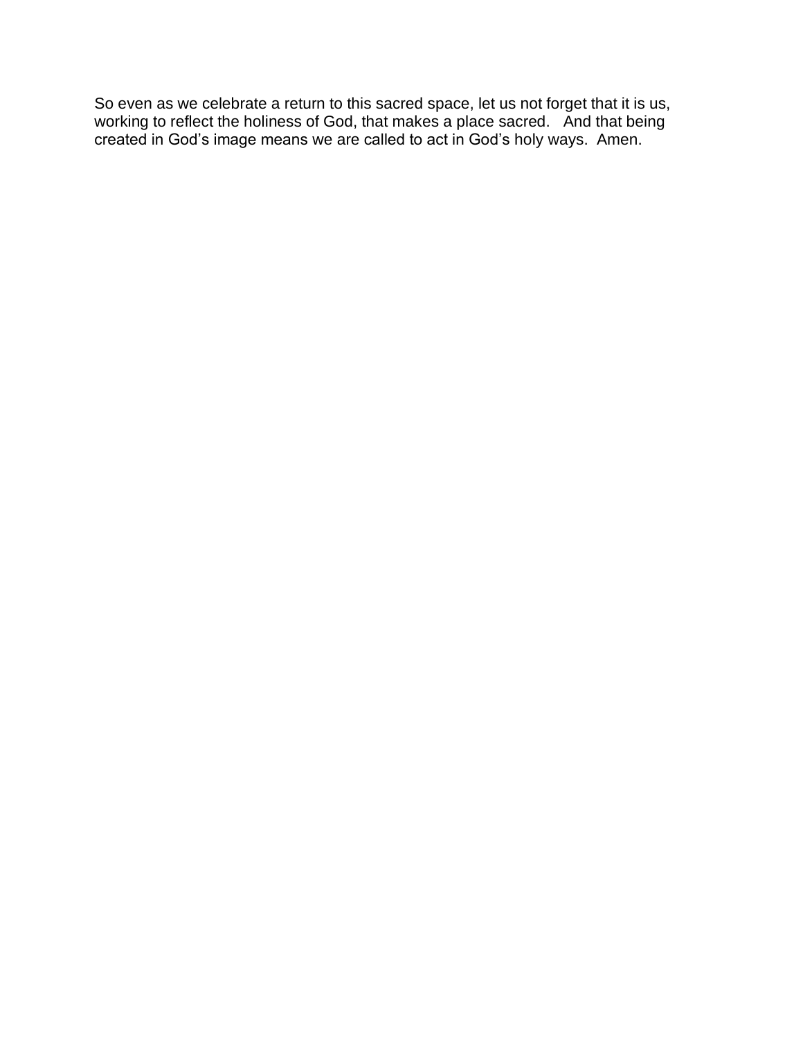So even as we celebrate a return to this sacred space, let us not forget that it is us, working to reflect the holiness of God, that makes a place sacred. And that being created in God's image means we are called to act in God's holy ways. Amen.